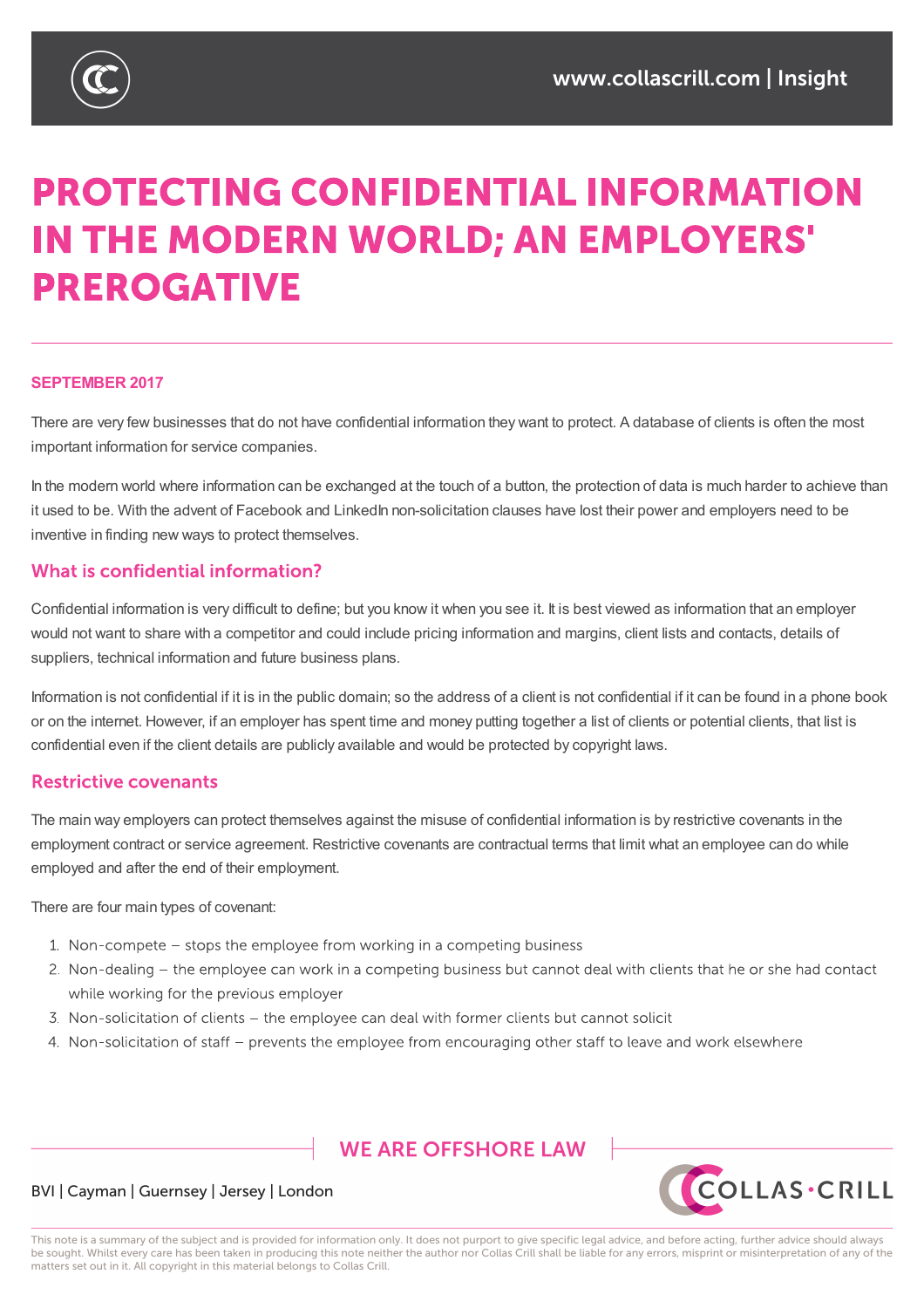# PROTECTING CONFIDENTIAL INFORMATION IN THE MODERN WORLD; AN EMPLOYERS' PREROGATIVE

**SEPTEMBER 2017**

There are very few businesses that do not have confidential information they want to protect. A database of clients is often the most important information for service companies.

In the modern world where information can be exchanged at the touch of a button, the protection of data is much harder to achieve than it used to be. With the advent of Facebook and LinkedIn non-solicitation clauses have lost their power and employers need to be inventive in finding new ways to protect themselves.

## What is confidential information?

Confidential information is very difficult to define; but you know it when you see it. It is best viewed as information that an employer would not want to share with a competitor and could include pricing information and margins, client lists and contacts, details of suppliers, technical information and future business plans.

Information is not confidential if it is in the public domain; so the address of a client is not confidential if it can be found in a phone book or on the internet. However, if an employer has spent time and money putting together a list of clients or potential clients, that list is confidential even if the client details are publicly available and would be protected by copyright laws.

## Restrictive covenants

The main way employers can protect themselves against the misuse of confidential information is by restrictive covenants in the employment contract or service agreement. Restrictive covenants are contractual terms that limit what an employee can do while employed and after the end of their employment.

There are four main types of covenant:

1. Non-compete – stops the employee from working in a competing business
2. Non-dealing – the employee can work in a competing business but cannot deal with clients that he or she had contact while working for the previous employer
3. Non-solicitation of clients – the employee can deal with former clients but cannot solicit
4. Non-solicitation of staff – prevents the employee from encouraging other staff to leave and work elsewhere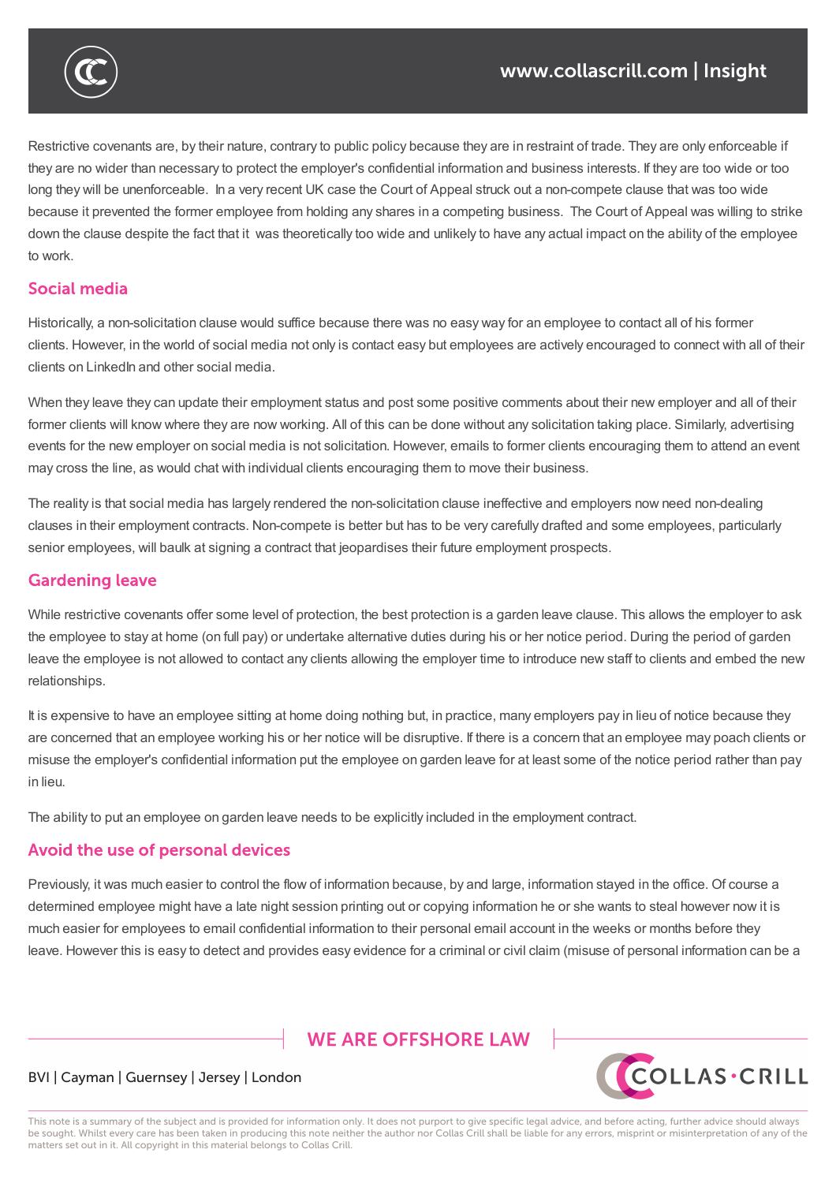Restrictive covenants are, by their nature, contrary to public policy because they are in restraint of trade. They are only enforceable if they are no wider than necessary to protect the employer's confidential information and business interests. If they are too wide or too long they will be unenforceable. In a very recent UK case the Court of Appeal struck out a non-compete clause that was too wide because it prevented the former employee from holding any shares in a competing business. The Court of Appeal was willing to strike down the clause despite the fact that it was theoretically too wide and unlikely to have any actual impact on the ability of the employee to work.

## Social media

Historically, a non-solicitation clause would suffice because there was no easy way for an employee to contact all of his former clients. However, in the world of social media not only is contact easy but employees are actively encouraged to connect with all of their clients on LinkedIn and other social media.

When they leave they can update their employment status and post some positive comments about their new employer and all of their former clients will know where they are now working. All of this can be done without any solicitation taking place. Similarly, advertising events for the new employer on social media is not solicitation. However, emails to former clients encouraging them to attend an event may cross the line, as would chat with individual clients encouraging them to move their business.

The reality is that social media has largely rendered the non-solicitation clause ineffective and employers now need non-dealing clauses in their employment contracts. Non-compete is better but has to be very carefully drafted and some employees, particularly senior employees, will baulk at signing a contract that jeopardises their future employment prospects.

## Gardening leave

While restrictive covenants offer some level of protection, the best protection is a garden leave clause. This allows the employer to ask the employee to stay at home (on full pay) or undertake alternative duties during his or her notice period. During the period of garden leave the employee is not allowed to contact any clients allowing the employer time to introduce new staff to clients and embed the new relationships.

It is expensive to have an employee sitting at home doing nothing but, in practice, many employers pay in lieu of notice because they are concerned that an employee working his or her notice will be disruptive. If there is a concern that an employee may poach clients or misuse the employer's confidential information put the employee on garden leave for at least some of the notice period rather than pay in lieu.

The ability to put an employee on garden leave needs to be explicitly included in the employment contract.

## Avoid the use of personal devices

Previously, it was much easier to control the flow of information because, by and large, information stayed in the office. Of course a determined employee might have a late night session printing out or copying information he or she wants to steal however now it is much easier for employees to email confidential information to their personal email account in the weeks or months before they leave. However this is easy to detect and provides easy evidence for a criminal or civil claim (misuse of personal information can be a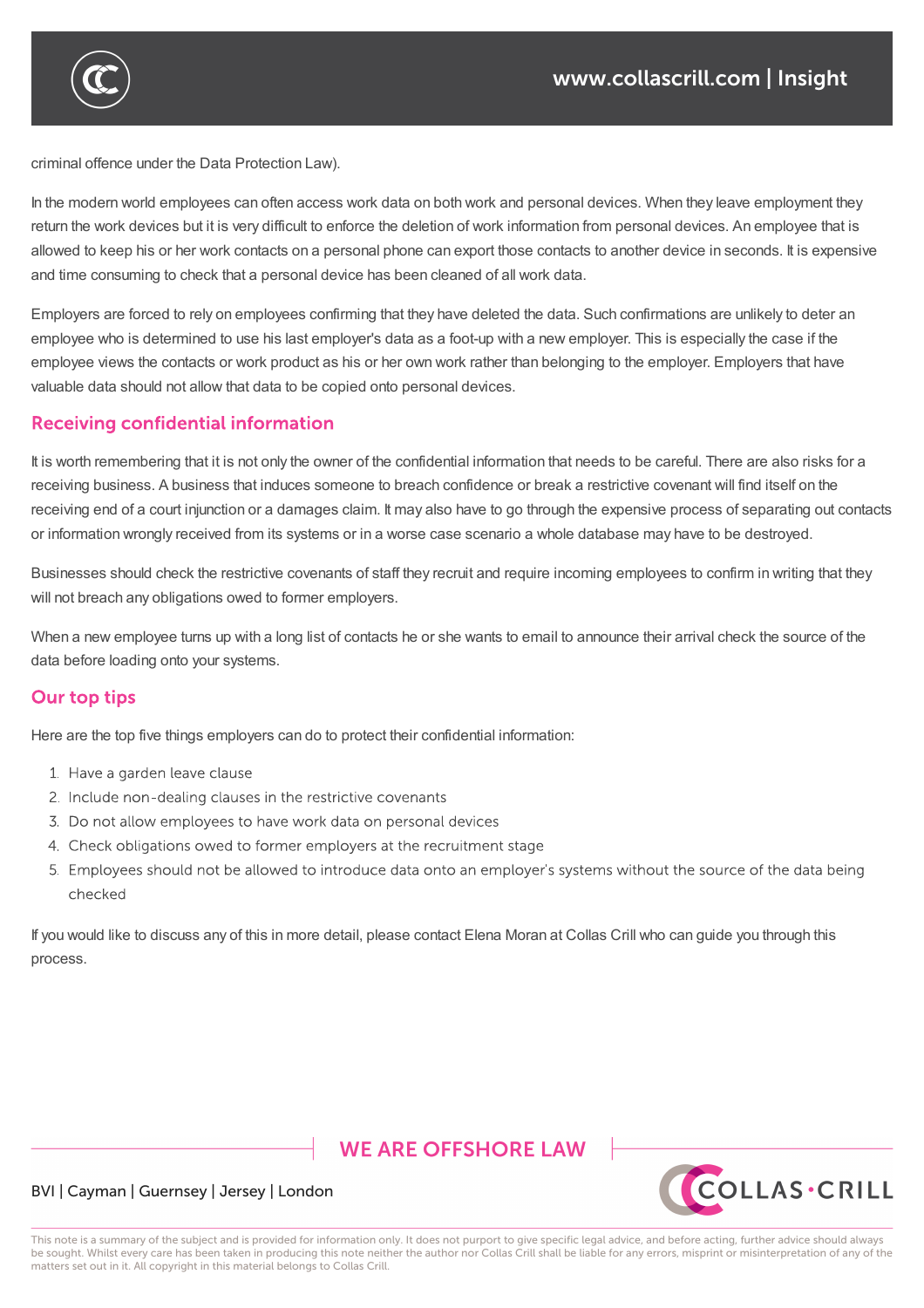criminal offence under the Data Protection Law).

In the modern world employees can often access work data on both work and personal devices. When they leave employment they return the work devices but it is very difficult to enforce the deletion of work information from personal devices. An employee that is allowed to keep his or her work contacts on a personal phone can export those contacts to another device in seconds. It is expensive and time consuming to check that a personal device has been cleaned of all work data.

Employers are forced to rely on employees confirming that they have deleted the data. Such confirmations are unlikely to deter an employee who is determined to use his last employer's data as a foot-up with a new employer. This is especially the case if the employee views the contacts or work product as his or her own work rather than belonging to the employer. Employers that have valuable data should not allow that data to be copied onto personal devices.

## Receiving confidential information

It is worth remembering that it is not only the owner of the confidential information that needs to be careful. There are also risks for a receiving business. A business that induces someone to breach confidence or break a restrictive covenant will find itself on the receiving end of a court injunction or a damages claim. It may also have to go through the expensive process of separating out contacts or information wrongly received from its systems or in a worse case scenario a whole database may have to be destroyed.

Businesses should check the restrictive covenants of staff they recruit and require incoming employees to confirm in writing that they will not breach any obligations owed to former employers.

When a new employee turns up with a long list of contacts he or she wants to email to announce their arrival check the source of the data before loading onto your systems.

## Our top tips

Here are the top five things employers can do to protect their confidential information:

1. Have a garden leave clause
2. Include non-dealing clauses in the restrictive covenants
3. Do not allow employees to have work data on personal devices
4. Check obligations owed to former employers at the recruitment stage
5. Employees should not be allowed to introduce data onto an employer's systems without the source of the data being checked

If you would like to discuss any of this in more detail, please contact Elena Moran at Collas Crill who can guide you through this process.

WE ARE OFFSHORE LAW

BVI | Cayman | Guernsey | Jersey | London

This note is a summary of the subject and is provided for information only. It does not purport to give specific legal advice, and before acting, further advice should always be sought. Whilst every care has been taken in producing this note neither the author nor Collas Crill shall be liable for any errors, misprint or misinterpretation of any of the matters set out in it. All copyright in this material belongs to Collas Crill.